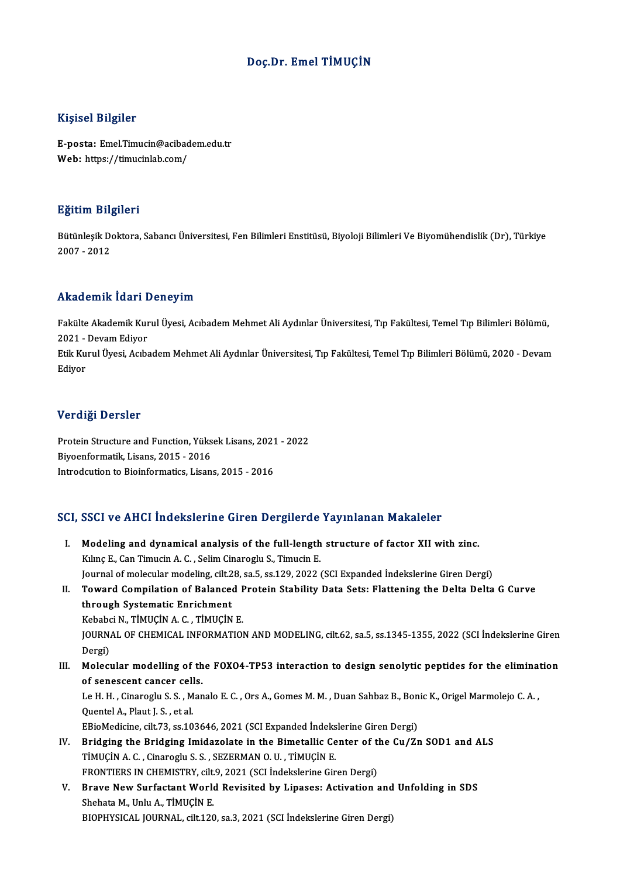# Doç.Dr. Emel TİMUÇİN

## Kişisel Bilgiler

**E-posta:** Emel.Timucin@acibadem.edu.tr
**Web:** https://timucinlab.com/

## Eğitim Bilgileri

Bütünleşik Doktora, Sabancı Üniversitesi, Fen Bilimleri Enstitüsü, Biyoloji Bilimleri Ve Biyomühendislik (Dr), Türkiye
2007 - 2012

## Akademik İdari Deneyim

Fakülte Akademik Kurul Üyesi, Acıbadem Mehmet Ali Aydınlar Üniversitesi, Tıp Fakültesi, Temel Tıp Bilimleri Bölümü, 2021 - Devam Ediyor
Etik Kurul Üyesi, Acıbadem Mehmet Ali Aydınlar Üniversitesi, Tıp Fakültesi, Temel Tıp Bilimleri Bölümü, 2020 - Devam Ediyor

## Verdiği Dersler

Protein Structure and Function, Yüksek Lisans, 2021 - 2022
Biyoenformatik, Lisans, 2015 - 2016
Introdcution to Bioinformatics, Lisans, 2015 - 2016

## SCI, SSCI ve AHCI İndekslerine Giren Dergilerde Yayınlanan Makaleler

I. **Modeling and dynamical analysis of the full-length structure of factor XII with zinc.**
Kılınç E., Can Timucin A. C. , Selim Cinaroglu S., Timucin E.
Journal of molecular modeling, cilt.28, sa.5, ss.129, 2022 (SCI Expanded İndekslerine Giren Dergi)

II. **Toward Compilation of Balanced Protein Stability Data Sets: Flattening the Delta Delta G Curve through Systematic Enrichment**
Kebabci N., TİMUÇİN A. C. , TİMUÇİN E.
JOURNAL OF CHEMICAL INFORMATION AND MODELING, cilt.62, sa.5, ss.1345-1355, 2022 (SCI İndekslerine Giren Dergi)

III. **Molecular modelling of the FOXO4-TP53 interaction to design senolytic peptides for the elimination of senescent cancer cells.**
Le H. H. , Cinaroglu S. S. , Manalo E. C. , Ors A., Gomes M. M. , Duan Sahbaz B., Bonic K., Origel Marmolejo C. A. , Quentel A., Plaut J. S. , et al.
EBioMedicine, cilt.73, ss.103646, 2021 (SCI Expanded İndekslerine Giren Dergi)

IV. **Bridging the Bridging Imidazolate in the Bimetallic Center of the Cu/Zn SOD1 and ALS**
TİMUÇİN A. C. , Cinaroglu S. S. , SEZERMAN O. U. , TİMUÇİN E.
FRONTIERS IN CHEMISTRY, cilt.9, 2021 (SCI İndekslerine Giren Dergi)

V. **Brave New Surfactant World Revisited by Lipases: Activation and Unfolding in SDS**
Shehata M., Unlu A., TİMUÇİN E.
BIOPHYSICAL JOURNAL, cilt.120, sa.3, 2021 (SCI İndekslerine Giren Dergi)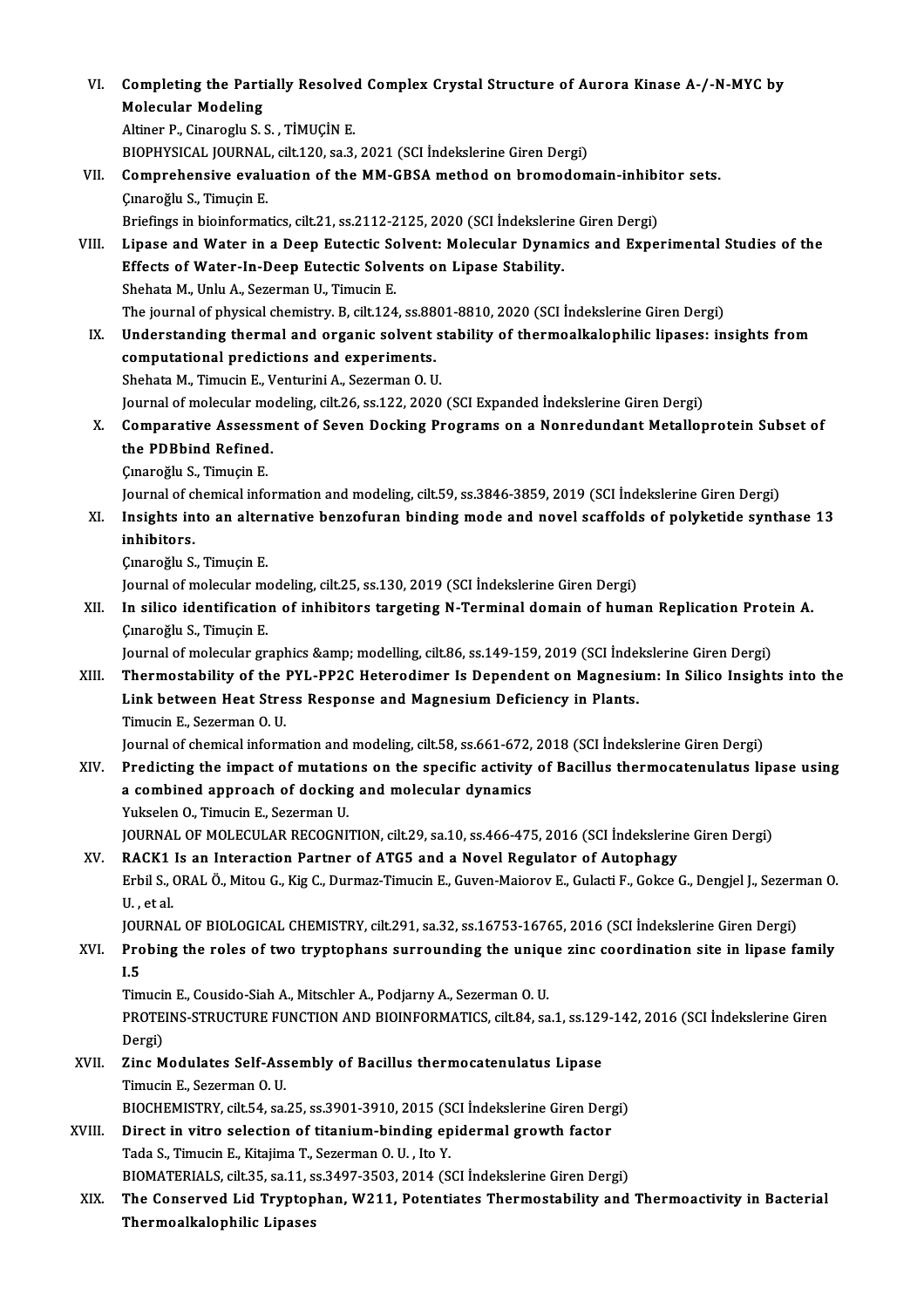VI. **Completing the Partially Resolved Complex Crystal Structure of Aurora Kinase A-/-N-MYC by Molecular Modeling**
Altiner P., Cinaroglu S. S. , TİMUÇİN E.
BIOPHYSICAL JOURNAL, cilt.120, sa.3, 2021 (SCI İndekslerine Giren Dergi)

VII. **Comprehensive evaluation of the MM-GBSA method on bromodomain-inhibitor sets.**
Çınaroğlu S., Timuçin E.
Briefings in bioinformatics, cilt.21, ss.2112-2125, 2020 (SCI İndekslerine Giren Dergi)

VIII. **Lipase and Water in a Deep Eutectic Solvent: Molecular Dynamics and Experimental Studies of the Effects of Water-In-Deep Eutectic Solvents on Lipase Stability.**
Shehata M., Unlu A., Sezerman U., Timucin E.
The journal of physical chemistry. B, cilt.124, ss.8801-8810, 2020 (SCI İndekslerine Giren Dergi)

IX. **Understanding thermal and organic solvent stability of thermoalkalophilic lipases: insights from computational predictions and experiments.**
Shehata M., Timucin E., Venturini A., Sezerman O. U.
Journal of molecular modeling, cilt.26, ss.122, 2020 (SCI Expanded İndekslerine Giren Dergi)

X. **Comparative Assessment of Seven Docking Programs on a Nonredundant Metalloprotein Subset of the PDBbind Refined.**
Çınaroğlu S., Timuçin E.
Journal of chemical information and modeling, cilt.59, ss.3846-3859, 2019 (SCI İndekslerine Giren Dergi)

XI. **Insights into an alternative benzofuran binding mode and novel scaffolds of polyketide synthase 13 inhibitors.**
Çınaroğlu S., Timuçin E.
Journal of molecular modeling, cilt.25, ss.130, 2019 (SCI İndekslerine Giren Dergi)

XII. **In silico identification of inhibitors targeting N-Terminal domain of human Replication Protein A.**
Çınaroğlu S., Timuçin E.
Journal of molecular graphics &amp; modelling, cilt.86, ss.149-159, 2019 (SCI İndekslerine Giren Dergi)

XIII. **Thermostability of the PYL-PP2C Heterodimer Is Dependent on Magnesium: In Silico Insights into the Link between Heat Stress Response and Magnesium Deficiency in Plants.**
Timucin E., Sezerman O. U.
Journal of chemical information and modeling, cilt.58, ss.661-672, 2018 (SCI İndekslerine Giren Dergi)

XIV. **Predicting the impact of mutations on the specific activity of Bacillus thermocatenulatus lipase using a combined approach of docking and molecular dynamics**
Yukselen O., Timucin E., Sezerman U.
JOURNAL OF MOLECULAR RECOGNITION, cilt.29, sa.10, ss.466-475, 2016 (SCI İndekslerine Giren Dergi)

XV. **RACK1 Is an Interaction Partner of ATG5 and a Novel Regulator of Autophagy**
Erbil S., ORAL Ö., Mitou G., Kig C., Durmaz-Timucin E., Guven-Maiorov E., Gulacti F., Gokce G., Dengjel J., Sezerman O. U. , et al.
JOURNAL OF BIOLOGICAL CHEMISTRY, cilt.291, sa.32, ss.16753-16765, 2016 (SCI İndekslerine Giren Dergi)

XVI. **Probing the roles of two tryptophans surrounding the unique zinc coordination site in lipase family I.5**
Timucin E., Cousido-Siah A., Mitschler A., Podjarny A., Sezerman O. U.
PROTEINS-STRUCTURE FUNCTION AND BIOINFORMATICS, cilt.84, sa.1, ss.129-142, 2016 (SCI İndekslerine Giren Dergi)

XVII. **Zinc Modulates Self-Assembly of Bacillus thermocatenulatus Lipase**
Timucin E., Sezerman O. U.
BIOCHEMISTRY, cilt.54, sa.25, ss.3901-3910, 2015 (SCI İndekslerine Giren Dergi)

XVIII. **Direct in vitro selection of titanium-binding epidermal growth factor**
Tada S., Timucin E., Kitajima T., Sezerman O. U. , Ito Y.
BIOMATERIALS, cilt.35, sa.11, ss.3497-3503, 2014 (SCI İndekslerine Giren Dergi)

XIX. **The Conserved Lid Tryptophan, W211, Potentiates Thermostability and Thermoactivity in Bacterial Thermoalkalophilic Lipases**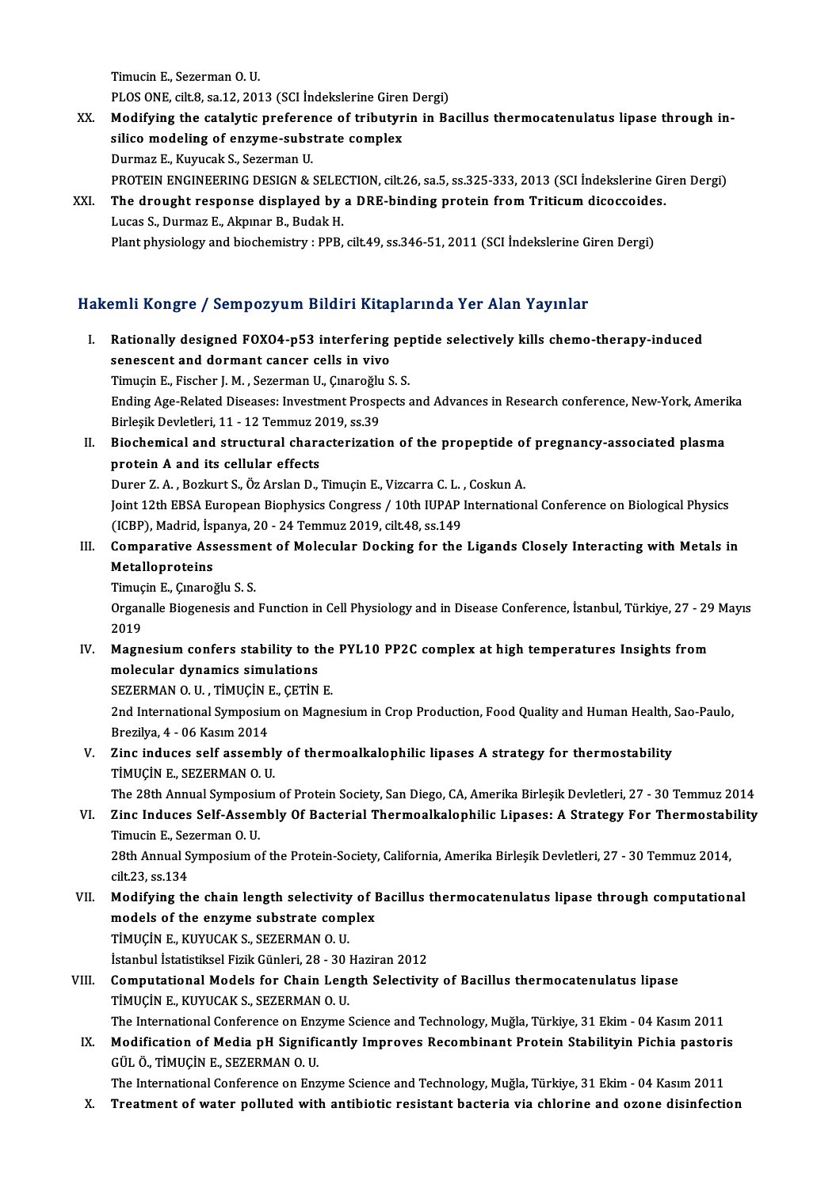Timucin E., Sezerman O. U.
PLOS ONE, cilt.8, sa.12, 2013 (SCI İndekslerine Giren Dergi)

XX. **Modifying the catalytic preference of tributyrin in Bacillus thermocatenulatus lipase through in-silico modeling of enzyme-substrate complex**
Durmaz E., Kuyucak S., Sezerman U.
PROTEIN ENGINEERING DESIGN & SELECTION, cilt.26, sa.5, ss.325-333, 2013 (SCI İndekslerine Giren Dergi)

XXI. **The drought response displayed by a DRE-binding protein from Triticum dicoccoides.**
Lucas S., Durmaz E., Akpınar B., Budak H.
Plant physiology and biochemistry : PPB, cilt.49, ss.346-51, 2011 (SCI İndekslerine Giren Dergi)

## Hakemli Kongre / Sempozyum Bildiri Kitaplarında Yer Alan Yayınlar

I. **Rationally designed FOXO4-p53 interfering peptide selectively kills chemo-therapy-induced senescent and dormant cancer cells in vivo**
Timuçin E., Fischer J. M. , Sezerman U., Çınaroğlu S. S.
Ending Age-Related Diseases: Investment Prospects and Advances in Research conference, New-York, Amerika Birleşik Devletleri, 11 - 12 Temmuz 2019, ss.39

II. **Biochemical and structural characterization of the propeptide of pregnancy-associated plasma protein A and its cellular effects**
Durer Z. A. , Bozkurt S., Öz Arslan D., Timuçin E., Vizcarra C. L. , Coskun A.
Joint 12th EBSA European Biophysics Congress / 10th IUPAP International Conference on Biological Physics (ICBP), Madrid, İspanya, 20 - 24 Temmuz 2019, cilt.48, ss.149

III. **Comparative Assessment of Molecular Docking for the Ligands Closely Interacting with Metals in Metalloproteins**
Timuçin E., Çınaroğlu S. S.
Organalle Biogenesis and Function in Cell Physiology and in Disease Conference, İstanbul, Türkiye, 27 - 29 Mayıs 2019

IV. **Magnesium confers stability to the PYL10 PP2C complex at high temperatures Insights from molecular dynamics simulations**
SEZERMAN O. U. , TİMUÇİN E., ÇETİN E.
2nd International Symposium on Magnesium in Crop Production, Food Quality and Human Health, Sao-Paulo, Brezilya, 4 - 06 Kasım 2014

V. **Zinc induces self assembly of thermoalkalophilic lipases A strategy for thermostability**
TİMUÇİN E., SEZERMAN O. U.
The 28th Annual Symposium of Protein Society, San Diego, CA, Amerika Birleşik Devletleri, 27 - 30 Temmuz 2014

VI. **Zinc Induces Self-Assembly Of Bacterial Thermoalkalophilic Lipases: A Strategy For Thermostability**
Timucin E., Sezerman O. U.
28th Annual Symposium of the Protein-Society, California, Amerika Birleşik Devletleri, 27 - 30 Temmuz 2014, cilt.23, ss.134

VII. **Modifying the chain length selectivity of Bacillus thermocatenulatus lipase through computational models of the enzyme substrate complex**
TİMUÇİN E., KUYUCAK S., SEZERMAN O. U.
İstanbul İstatistiksel Fizik Günleri, 28 - 30 Haziran 2012

VIII. **Computational Models for Chain Length Selectivity of Bacillus thermocatenulatus lipase**
TİMUÇİN E., KUYUCAK S., SEZERMAN O. U.
The International Conference on Enzyme Science and Technology, Muğla, Türkiye, 31 Ekim - 04 Kasım 2011

IX. **Modification of Media pH Significantly Improves Recombinant Protein Stabilityin Pichia pastoris**
GÜL Ö., TİMUÇİN E., SEZERMAN O. U.
The International Conference on Enzyme Science and Technology, Muğla, Türkiye, 31 Ekim - 04 Kasım 2011

X. **Treatment of water polluted with antibiotic resistant bacteria via chlorine and ozone disinfection**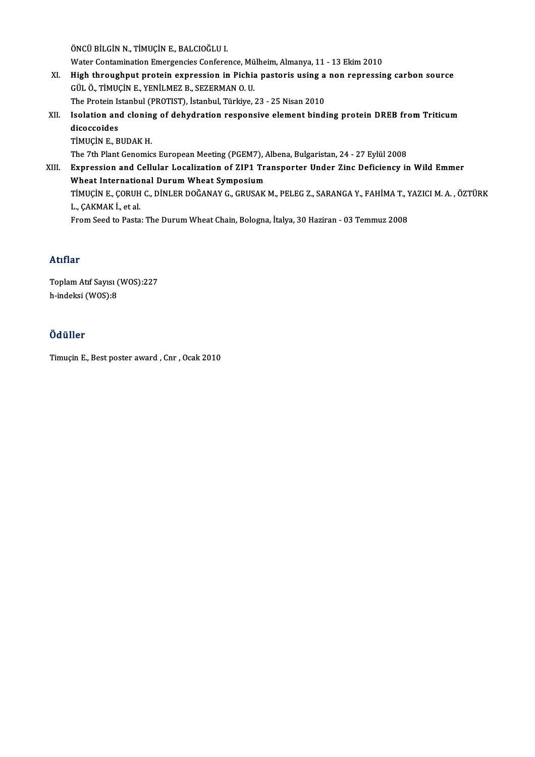ÖNCÜ BİLGİN N., TİMUÇİN E., BALCIOĞLU I.
Water Contamination Emergencies Conference, Mülheim, Almanya, 11 - 13 Ekim 2010

XI. **High throughput protein expression in Pichia pastoris using a non repressing carbon source**
GÜL Ö., TİMUÇİN E., YENİLMEZ B., SEZERMAN O. U.
The Protein Istanbul (PROTIST), İstanbul, Türkiye, 23 - 25 Nisan 2010

XII. **Isolation and cloning of dehydration responsive element binding protein DREB from Triticum dicoccoides**
TİMUÇİN E., BUDAK H.
The 7th Plant Genomics European Meeting (PGEM7), Albena, Bulgaristan, 24 - 27 Eylül 2008

XIII. **Expression and Cellular Localization of ZIP1 Transporter Under Zinc Deficiency in Wild Emmer Wheat International Durum Wheat Symposium**
TİMUÇİN E., ÇORUH C., DİNLER DOĞANAY G., GRUSAK M., PELEG Z., SARANGA Y., FAHİMA T., YAZICI M. A. , ÖZTÜRK L., ÇAKMAK İ., et al.
From Seed to Pasta: The Durum Wheat Chain, Bologna, İtalya, 30 Haziran - 03 Temmuz 2008

## Atıflar

Toplam Atıf Sayısı (WOS):227
h-indeksi (WOS):8

## Ödüller

Timuçin E., Best poster award , Cnr , Ocak 2010